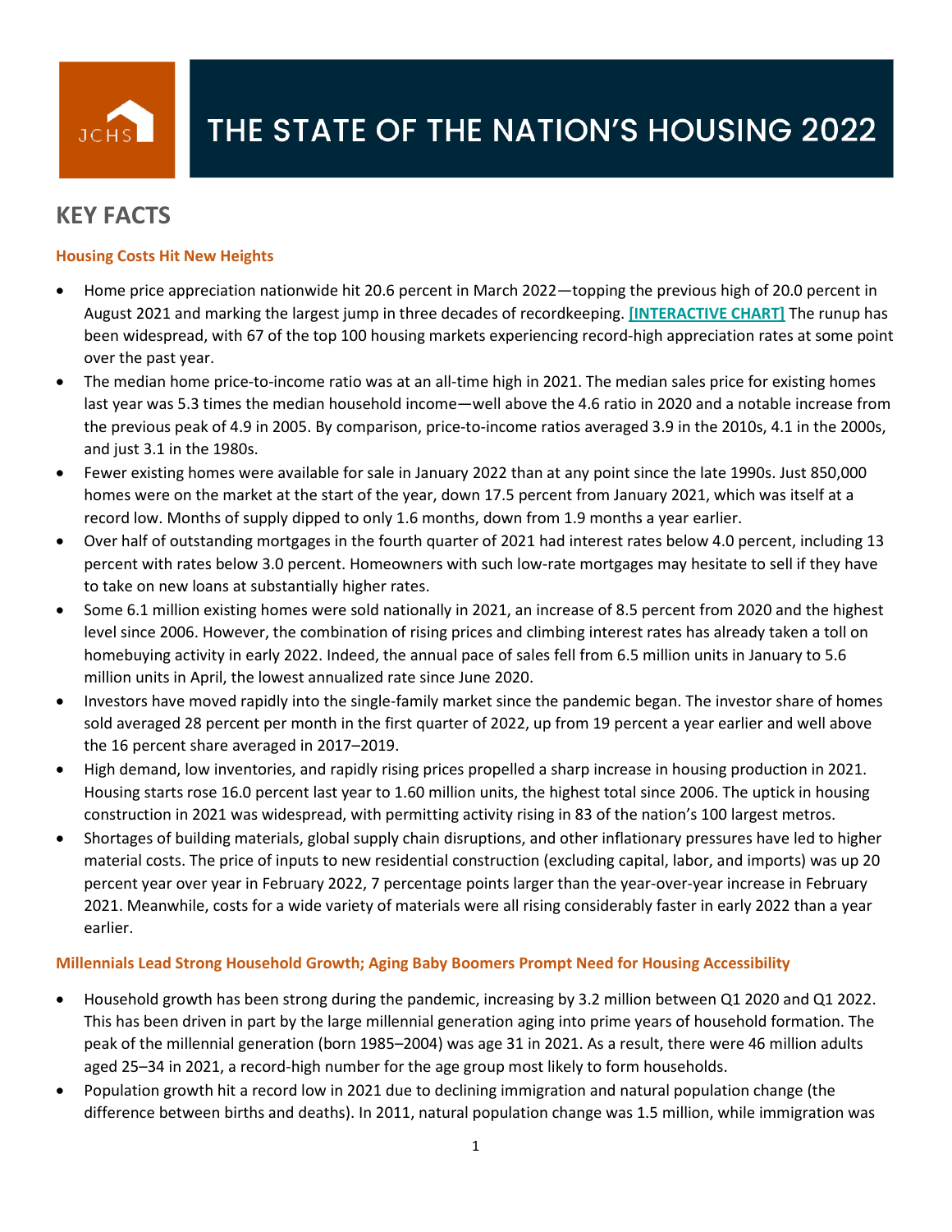# THE STATE OF THE NATION'S HOUSING 2022

## KEY FACTS

### Housing Costs Hit New Heights

- Home price appreciation nationwide hit 20.6 percent in March 2022—topping the previous high of 20.0 percent in August 2021 and marking the largest jump in three decades of recordkeeping. **[INTERACTIVE CHART]** The runup has been widespread, with 67 of the top 100 housing markets experiencing record-high appreciation rates at some point over the past year.
- The median home price-to-income ratio was at an all-time high in 2021. The median sales price for existing homes last year was 5.3 times the median household income—well above the 4.6 ratio in 2020 and a notable increase from the previous peak of 4.9 in 2005. By comparison, price-to-income ratios averaged 3.9 in the 2010s, 4.1 in the 2000s, and just 3.1 in the 1980s.
- Fewer existing homes were available for sale in January 2022 than at any point since the late 1990s. Just 850,000 homes were on the market at the start of the year, down 17.5 percent from January 2021, which was itself at a record low. Months of supply dipped to only 1.6 months, down from 1.9 months a year earlier.
- Over half of outstanding mortgages in the fourth quarter of 2021 had interest rates below 4.0 percent, including 13 percent with rates below 3.0 percent. Homeowners with such low-rate mortgages may hesitate to sell if they have to take on new loans at substantially higher rates.
- Some 6.1 million existing homes were sold nationally in 2021, an increase of 8.5 percent from 2020 and the highest level since 2006. However, the combination of rising prices and climbing interest rates has already taken a toll on homebuying activity in early 2022. Indeed, the annual pace of sales fell from 6.5 million units in January to 5.6 million units in April, the lowest annualized rate since June 2020.
- Investors have moved rapidly into the single-family market since the pandemic began. The investor share of homes sold averaged 28 percent per month in the first quarter of 2022, up from 19 percent a year earlier and well above the 16 percent share averaged in 2017–2019.
- High demand, low inventories, and rapidly rising prices propelled a sharp increase in housing production in 2021. Housing starts rose 16.0 percent last year to 1.60 million units, the highest total since 2006. The uptick in housing construction in 2021 was widespread, with permitting activity rising in 83 of the nation's 100 largest metros.
- Shortages of building materials, global supply chain disruptions, and other inflationary pressures have led to higher material costs. The price of inputs to new residential construction (excluding capital, labor, and imports) was up 20 percent year over year in February 2022, 7 percentage points larger than the year-over-year increase in February 2021. Meanwhile, costs for a wide variety of materials were all rising considerably faster in early 2022 than a year earlier.

### Millennials Lead Strong Household Growth; Aging Baby Boomers Prompt Need for Housing Accessibility

- Household growth has been strong during the pandemic, increasing by 3.2 million between Q1 2020 and Q1 2022. This has been driven in part by the large millennial generation aging into prime years of household formation. The peak of the millennial generation (born 1985–2004) was age 31 in 2021. As a result, there were 46 million adults aged 25–34 in 2021, a record-high number for the age group most likely to form households.
- Population growth hit a record low in 2021 due to declining immigration and natural population change (the difference between births and deaths). In 2011, natural population change was 1.5 million, while immigration was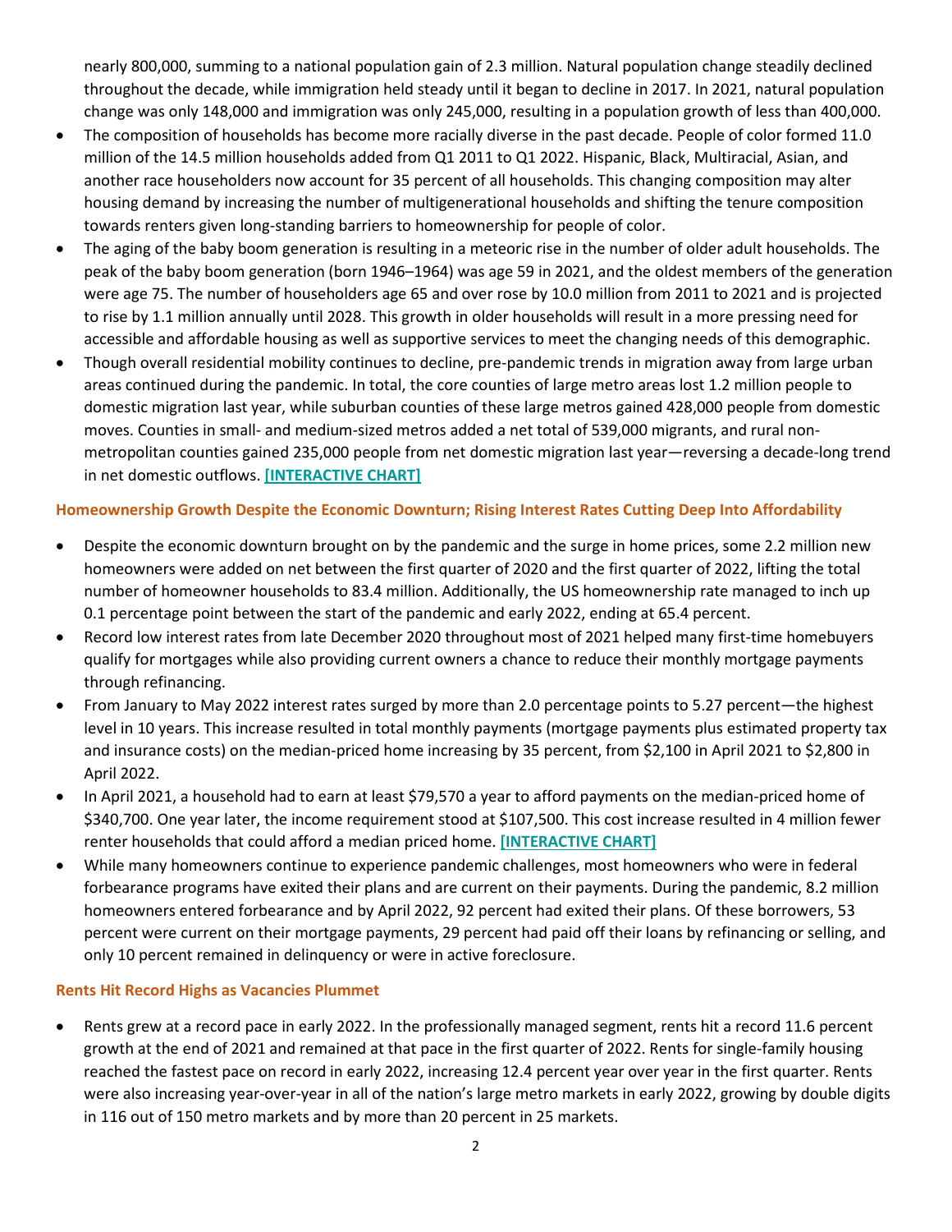nearly 800,000, summing to a national population gain of 2.3 million. Natural population change steadily declined throughout the decade, while immigration held steady until it began to decline in 2017. In 2021, natural population change was only 148,000 and immigration was only 245,000, resulting in a population growth of less than 400,000.

- The composition of households has become more racially diverse in the past decade. People of color formed 11.0 million of the 14.5 million households added from Q1 2011 to Q1 2022. Hispanic, Black, Multiracial, Asian, and another race householders now account for 35 percent of all households. This changing composition may alter housing demand by increasing the number of multigenerational households and shifting the tenure composition towards renters given long-standing barriers to homeownership for people of color.
- The aging of the baby boom generation is resulting in a meteoric rise in the number of older adult households. The peak of the baby boom generation (born 1946–1964) was age 59 in 2021, and the oldest members of the generation were age 75. The number of householders age 65 and over rose by 10.0 million from 2011 to 2021 and is projected to rise by 1.1 million annually until 2028. This growth in older households will result in a more pressing need for accessible and affordable housing as well as supportive services to meet the changing needs of this demographic.
- Though overall residential mobility continues to decline, pre-pandemic trends in migration away from large urban areas continued during the pandemic. In total, the core counties of large metro areas lost 1.2 million people to domestic migration last year, while suburban counties of these large metros gained 428,000 people from domestic moves. Counties in small- and medium-sized metros added a net total of 539,000 migrants, and rural non-metropolitan counties gained 235,000 people from net domestic migration last year—reversing a decade-long trend in net domestic outflows. **[INTERACTIVE CHART]**

### Homeownership Growth Despite the Economic Downturn; Rising Interest Rates Cutting Deep Into Affordability

- Despite the economic downturn brought on by the pandemic and the surge in home prices, some 2.2 million new homeowners were added on net between the first quarter of 2020 and the first quarter of 2022, lifting the total number of homeowner households to 83.4 million. Additionally, the US homeownership rate managed to inch up 0.1 percentage point between the start of the pandemic and early 2022, ending at 65.4 percent.
- Record low interest rates from late December 2020 throughout most of 2021 helped many first-time homebuyers qualify for mortgages while also providing current owners a chance to reduce their monthly mortgage payments through refinancing.
- From January to May 2022 interest rates surged by more than 2.0 percentage points to 5.27 percent—the highest level in 10 years. This increase resulted in total monthly payments (mortgage payments plus estimated property tax and insurance costs) on the median-priced home increasing by 35 percent, from $2,100 in April 2021 to $2,800 in April 2022.
- In April 2021, a household had to earn at least $79,570 a year to afford payments on the median-priced home of $340,700. One year later, the income requirement stood at $107,500. This cost increase resulted in 4 million fewer renter households that could afford a median priced home. **[INTERACTIVE CHART]**
- While many homeowners continue to experience pandemic challenges, most homeowners who were in federal forbearance programs have exited their plans and are current on their payments. During the pandemic, 8.2 million homeowners entered forbearance and by April 2022, 92 percent had exited their plans. Of these borrowers, 53 percent were current on their mortgage payments, 29 percent had paid off their loans by refinancing or selling, and only 10 percent remained in delinquency or were in active foreclosure.

### Rents Hit Record Highs as Vacancies Plummet

- Rents grew at a record pace in early 2022. In the professionally managed segment, rents hit a record 11.6 percent growth at the end of 2021 and remained at that pace in the first quarter of 2022. Rents for single-family housing reached the fastest pace on record in early 2022, increasing 12.4 percent year over year in the first quarter. Rents were also increasing year-over-year in all of the nation's large metro markets in early 2022, growing by double digits in 116 out of 150 metro markets and by more than 20 percent in 25 markets.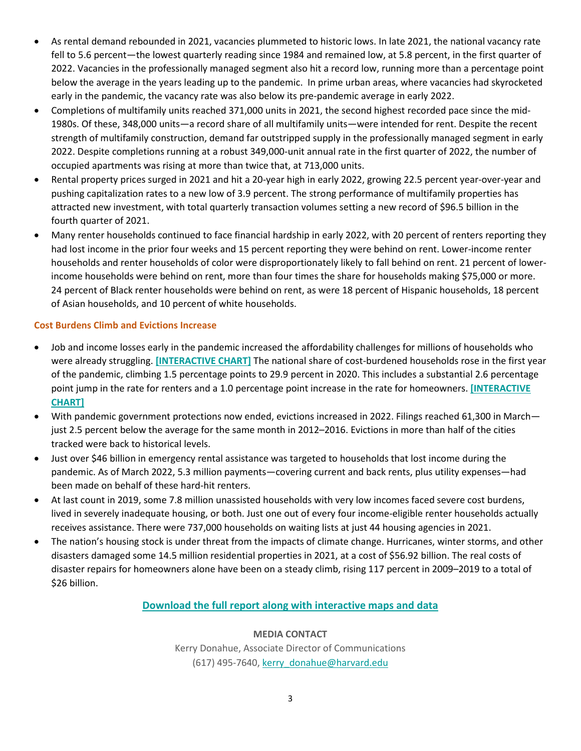- As rental demand rebounded in 2021, vacancies plummeted to historic lows. In late 2021, the national vacancy rate fell to 5.6 percent—the lowest quarterly reading since 1984 and remained low, at 5.8 percent, in the first quarter of 2022. Vacancies in the professionally managed segment also hit a record low, running more than a percentage point below the average in the years leading up to the pandemic. In prime urban areas, where vacancies had skyrocketed early in the pandemic, the vacancy rate was also below its pre-pandemic average in early 2022.
- Completions of multifamily units reached 371,000 units in 2021, the second highest recorded pace since the mid-1980s. Of these, 348,000 units—a record share of all multifamily units—were intended for rent. Despite the recent strength of multifamily construction, demand far outstripped supply in the professionally managed segment in early 2022. Despite completions running at a robust 349,000-unit annual rate in the first quarter of 2022, the number of occupied apartments was rising at more than twice that, at 713,000 units.
- Rental property prices surged in 2021 and hit a 20-year high in early 2022, growing 22.5 percent year-over-year and pushing capitalization rates to a new low of 3.9 percent. The strong performance of multifamily properties has attracted new investment, with total quarterly transaction volumes setting a new record of $96.5 billion in the fourth quarter of 2021.
- Many renter households continued to face financial hardship in early 2022, with 20 percent of renters reporting they had lost income in the prior four weeks and 15 percent reporting they were behind on rent. Lower-income renter households and renter households of color were disproportionately likely to fall behind on rent. 21 percent of lower-income households were behind on rent, more than four times the share for households making $75,000 or more. 24 percent of Black renter households were behind on rent, as were 18 percent of Hispanic households, 18 percent of Asian households, and 10 percent of white households.

### Cost Burdens Climb and Evictions Increase

- Job and income losses early in the pandemic increased the affordability challenges for millions of households who were already struggling. **[INTERACTIVE CHART]** The national share of cost-burdened households rose in the first year of the pandemic, climbing 1.5 percentage points to 29.9 percent in 2020. This includes a substantial 2.6 percentage point jump in the rate for renters and a 1.0 percentage point increase in the rate for homeowners. **[INTERACTIVE CHART]**
- With pandemic government protections now ended, evictions increased in 2022. Filings reached 61,300 in March—just 2.5 percent below the average for the same month in 2012–2016. Evictions in more than half of the cities tracked were back to historical levels.
- Just over $46 billion in emergency rental assistance was targeted to households that lost income during the pandemic. As of March 2022, 5.3 million payments—covering current and back rents, plus utility expenses—had been made on behalf of these hard-hit renters.
- At last count in 2019, some 7.8 million unassisted households with very low incomes faced severe cost burdens, lived in severely inadequate housing, or both. Just one out of every four income-eligible renter households actually receives assistance. There were 737,000 households on waiting lists at just 44 housing agencies in 2021.
- The nation's housing stock is under threat from the impacts of climate change. Hurricanes, winter storms, and other disasters damaged some 14.5 million residential properties in 2021, at a cost of $56.92 billion. The real costs of disaster repairs for homeowners alone have been on a steady climb, rising 117 percent in 2009–2019 to a total of $26 billion.

**Download the full report along with interactive maps and data**

**MEDIA CONTACT**

Kerry Donahue, Associate Director of Communications

(617) 495-7640, kerry_donahue@harvard.edu